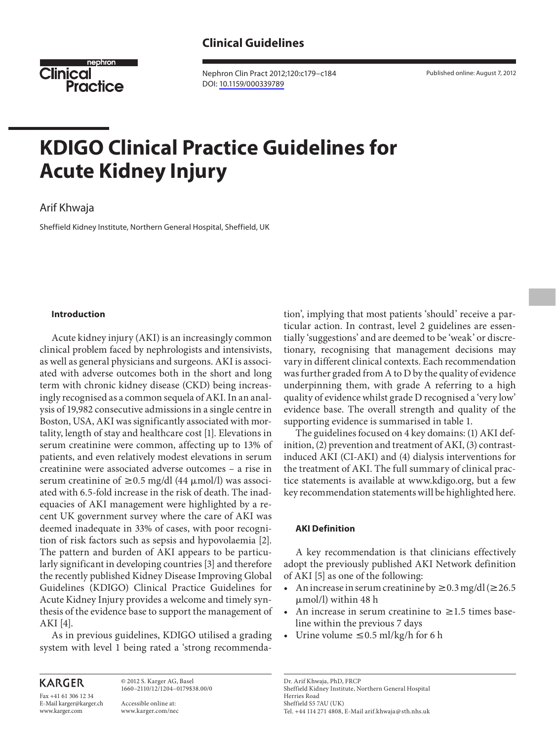**Clinical Guidelines**

Published online: August 7, 2012

DOI: 10.1159/000339789

# KDIGO Clinical Practice Guidelines for Acute Kidney Injury

Arif Khwaja

Sheffield Kidney Institute, Northern General Hospital, Sheffield, UK

## Introduction

Acute kidney injury (AKI) is an increasingly common clinical problem faced by nephrologists and intensivists, as well as general physicians and surgeons. AKI is associated with adverse outcomes both in the short and long term with chronic kidney disease (CKD) being increasingly recognised as a common sequela of AKI. In an analysis of 19,982 consecutive admissions in a single centre in Boston, USA, AKI was significantly associated with mortality, length of stay and healthcare cost [1]. Elevations in serum creatinine were common, affecting up to 13% of patients, and even relatively modest elevations in serum creatinine were associated adverse outcomes – a rise in serum creatinine of $\geq 0.5$ mg/dl (44 μmol/l) was associated with 6.5-fold increase in the risk of death. The inadequacies of AKI management were highlighted by a recent UK government survey where the care of AKI was deemed inadequate in 33% of cases, with poor recognition of risk factors such as sepsis and hypovolaemia [2]. The pattern and burden of AKI appears to be particularly significant in developing countries [3] and therefore the recently published Kidney Disease Improving Global Guidelines (KDIGO) Clinical Practice Guidelines for Acute Kidney Injury provides a welcome and timely synthesis of the evidence base to support the management of AKI [4].

As in previous guidelines, KDIGO utilised a grading system with level 1 being rated a 'strong recommendation', implying that most patients 'should' receive a particular action. In contrast, level 2 guidelines are essentially 'suggestions' and are deemed to be 'weak' or discretionary, recognising that management decisions may vary in different clinical contexts. Each recommendation was further graded from A to D by the quality of evidence underpinning them, with grade A referring to a high quality of evidence whilst grade D recognised a 'very low' evidence base. The overall strength and quality of the supporting evidence is summarised in table 1.

The guidelines focused on 4 key domains: (1) AKI definition, (2) prevention and treatment of AKI, (3) contrast-induced AKI (CI-AKI) and (4) dialysis interventions for the treatment of AKI. The full summary of clinical practice statements is available at www.kdigo.org, but a few key recommendation statements will be highlighted here.

## AKI Definition

A key recommendation is that clinicians effectively adopt the previously published AKI Network definition of AKI [5] as one of the following:

- An increase in serum creatinine by $\geq 0.3$ mg/dl ($\geq 26.5$ μmol/l) within 48 h
- An increase in serum creatinine to $\geq 1.5$ times baseline within the previous 7 days
- Urine volume $\leq 0.5$ ml/kg/h for 6 h

KARGER

Fax +41 61 306 12 34
E-Mail karger@karger.ch
www.karger.com

© 2012 S. Karger AG, Basel
1660–2110/12/1204–0179$38.00/0

Accessible online at:
www.karger.com/nec

Dr. Arif Khwaja, PhD, FRCP
Sheffield Kidney Institute, Northern General Hospital
Herries Road
Sheffield S5 7AU (UK)
Tel. +44 114 271 4808, E-Mail arif.khwaja@sth.nhs.uk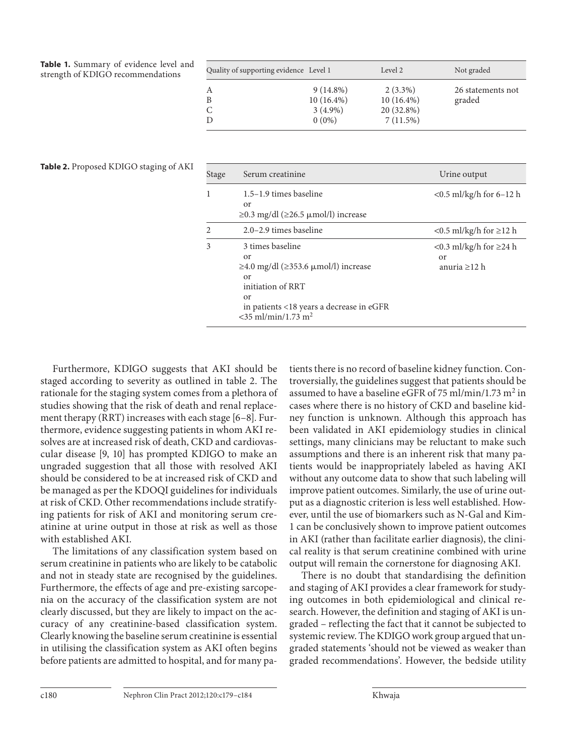**Table 1.** Summary of evidence level and strength of KDIGO recommendations

| Quality of supporting evidence | Level 1 | Level 2 | Not graded |
|---|---|---|---|
| A | 9 (14.8%) | 2 (3.3%) | 26 statements not graded |
| B | 10 (16.4%) | 10 (16.4%) | |
| C | 3 (4.9%) | 20 (32.8%) | |
| D | 0 (0%) | 7 (11.5%) | |

**Table 2.** Proposed KDIGO staging of AKI

| Stage | Serum creatinine | Urine output |
|---|---|---|
| 1 | 1.5–1.9 times baseline or ≥0.3 mg/dl (≥26.5 μmol/l) increase | <0.5 ml/kg/h for 6–12 h |
| 2 | 2.0–2.9 times baseline | <0.5 ml/kg/h for ≥12 h |
| 3 | 3 times baseline or ≥4.0 mg/dl (≥353.6 μmol/l) increase or initiation of RRT or in patients <18 years a decrease in eGFR <35 ml/min/1.73 $m^2$ | <0.3 ml/kg/h for ≥24 h or anuria ≥12 h |

Furthermore, KDIGO suggests that AKI should be staged according to severity as outlined in table 2. The rationale for the staging system comes from a plethora of studies showing that the risk of death and renal replacement therapy (RRT) increases with each stage [6–8]. Furthermore, evidence suggesting patients in whom AKI resolves are at increased risk of death, CKD and cardiovascular disease [9, 10] has prompted KDIGO to make an ungraded suggestion that all those with resolved AKI should be considered to be at increased risk of CKD and be managed as per the KDOQI guidelines for individuals at risk of CKD. Other recommendations include stratifying patients for risk of AKI and monitoring serum creatinine at urine output in those at risk as well as those with established AKI.

The limitations of any classification system based on serum creatinine in patients who are likely to be catabolic and not in steady state are recognised by the guidelines. Furthermore, the effects of age and pre-existing sarcopenia on the accuracy of the classification system are not clearly discussed, but they are likely to impact on the accuracy of any creatinine-based classification system. Clearly knowing the baseline serum creatinine is essential in utilising the classification system as AKI often begins before patients are admitted to hospital, and for many patients there is no record of baseline kidney function. Controversially, the guidelines suggest that patients should be assumed to have a baseline eGFR of 75 ml/min/1.73 $m^2$ in cases where there is no history of CKD and baseline kidney function is unknown. Although this approach has been validated in AKI epidemiology studies in clinical settings, many clinicians may be reluctant to make such assumptions and there is an inherent risk that many patients would be inappropriately labeled as having AKI without any outcome data to show that such labeling will improve patient outcomes. Similarly, the use of urine output as a diagnostic criterion is less well established. However, until the use of biomarkers such as N-Gal and Kim-1 can be conclusively shown to improve patient outcomes in AKI (rather than facilitate earlier diagnosis), the clinical reality is that serum creatinine combined with urine output will remain the cornerstone for diagnosing AKI.

There is no doubt that standardising the definition and staging of AKI provides a clear framework for studying outcomes in both epidemiological and clinical research. However, the definition and staging of AKI is ungraded – reflecting the fact that it cannot be subjected to systemic review. The KDIGO work group argued that ungraded statements 'should not be viewed as weaker than graded recommendations'. However, the bedside utility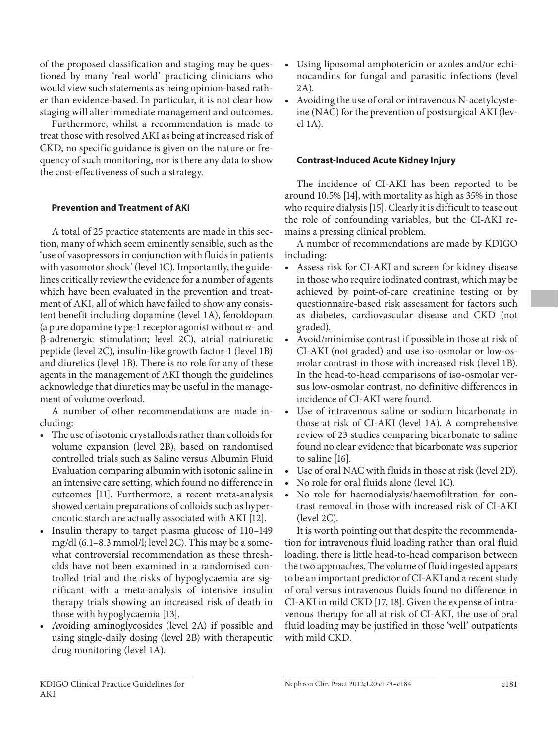of the proposed classification and staging may be questioned by many 'real world' practicing clinicians who would view such statements as being opinion-based rather than evidence-based. In particular, it is not clear how staging will alter immediate management and outcomes.

Furthermore, whilst a recommendation is made to treat those with resolved AKI as being at increased risk of CKD, no specific guidance is given on the nature or frequency of such monitoring, nor is there any data to show the cost-effectiveness of such a strategy.

### Prevention and Treatment of AKI

A total of 25 practice statements are made in this section, many of which seem eminently sensible, such as the 'use of vasopressors in conjunction with fluids in patients with vasomotor shock' (level 1C). Importantly, the guidelines critically review the evidence for a number of agents which have been evaluated in the prevention and treatment of AKI, all of which have failed to show any consistent benefit including dopamine (level 1A), fenoldopam (a pure dopamine type-1 receptor agonist without $\alpha$- and $\beta$-adrenergic stimulation; level 2C), atrial natriuretic peptide (level 2C), insulin-like growth factor-1 (level 1B) and diuretics (level 1B). There is no role for any of these agents in the management of AKI though the guidelines acknowledge that diuretics may be useful in the management of volume overload.

A number of other recommendations are made including:

- The use of isotonic crystalloids rather than colloids for volume expansion (level 2B), based on randomised controlled trials such as Saline versus Albumin Fluid Evaluation comparing albumin with isotonic saline in an intensive care setting, which found no difference in outcomes [11]. Furthermore, a recent meta-analysis showed certain preparations of colloids such as hyperoncotic starch are actually associated with AKI [12].
- Insulin therapy to target plasma glucose of 110–149 mg/dl (6.1–8.3 mmol/l; level 2C). This may be a somewhat controversial recommendation as these thresholds have not been examined in a randomised controlled trial and the risks of hypoglycaemia are significant with a meta-analysis of intensive insulin therapy trials showing an increased risk of death in those with hypoglycaemia [13].
- Avoiding aminoglycosides (level 2A) if possible and using single-daily dosing (level 2B) with therapeutic drug monitoring (level 1A).
- Using liposomal amphotericin or azoles and/or echinocandins for fungal and parasitic infections (level 2A).
- Avoiding the use of oral or intravenous N-acetylcysteine (NAC) for the prevention of postsurgical AKI (level 1A).

### Contrast-Induced Acute Kidney Injury

The incidence of CI-AKI has been reported to be around 10.5% [14], with mortality as high as 35% in those who require dialysis [15]. Clearly it is difficult to tease out the role of confounding variables, but the CI-AKI remains a pressing clinical problem.

A number of recommendations are made by KDIGO including:

- Assess risk for CI-AKI and screen for kidney disease in those who require iodinated contrast, which may be achieved by point-of-care creatinine testing or by questionnaire-based risk assessment for factors such as diabetes, cardiovascular disease and CKD (not graded).
- Avoid/minimise contrast if possible in those at risk of CI-AKI (not graded) and use iso-osmolar or low-osmolar contrast in those with increased risk (level 1B). In the head-to-head comparisons of iso-osmolar versus low-osmolar contrast, no definitive differences in incidence of CI-AKI were found.
- Use of intravenous saline or sodium bicarbonate in those at risk of CI-AKI (level 1A). A comprehensive review of 23 studies comparing bicarbonate to saline found no clear evidence that bicarbonate was superior to saline [16].
- Use of oral NAC with fluids in those at risk (level 2D).
- No role for oral fluids alone (level 1C).
- No role for haemodialysis/haemofiltration for contrast removal in those with increased risk of CI-AKI (level 2C).

It is worth pointing out that despite the recommendation for intravenous fluid loading rather than oral fluid loading, there is little head-to-head comparison between the two approaches. The volume of fluid ingested appears to be an important predictor of CI-AKI and a recent study of oral versus intravenous fluids found no difference in CI-AKI in mild CKD [17, 18]. Given the expense of intravenous therapy for all at risk of CI-AKI, the use of oral fluid loading may be justified in those 'well' outpatients with mild CKD.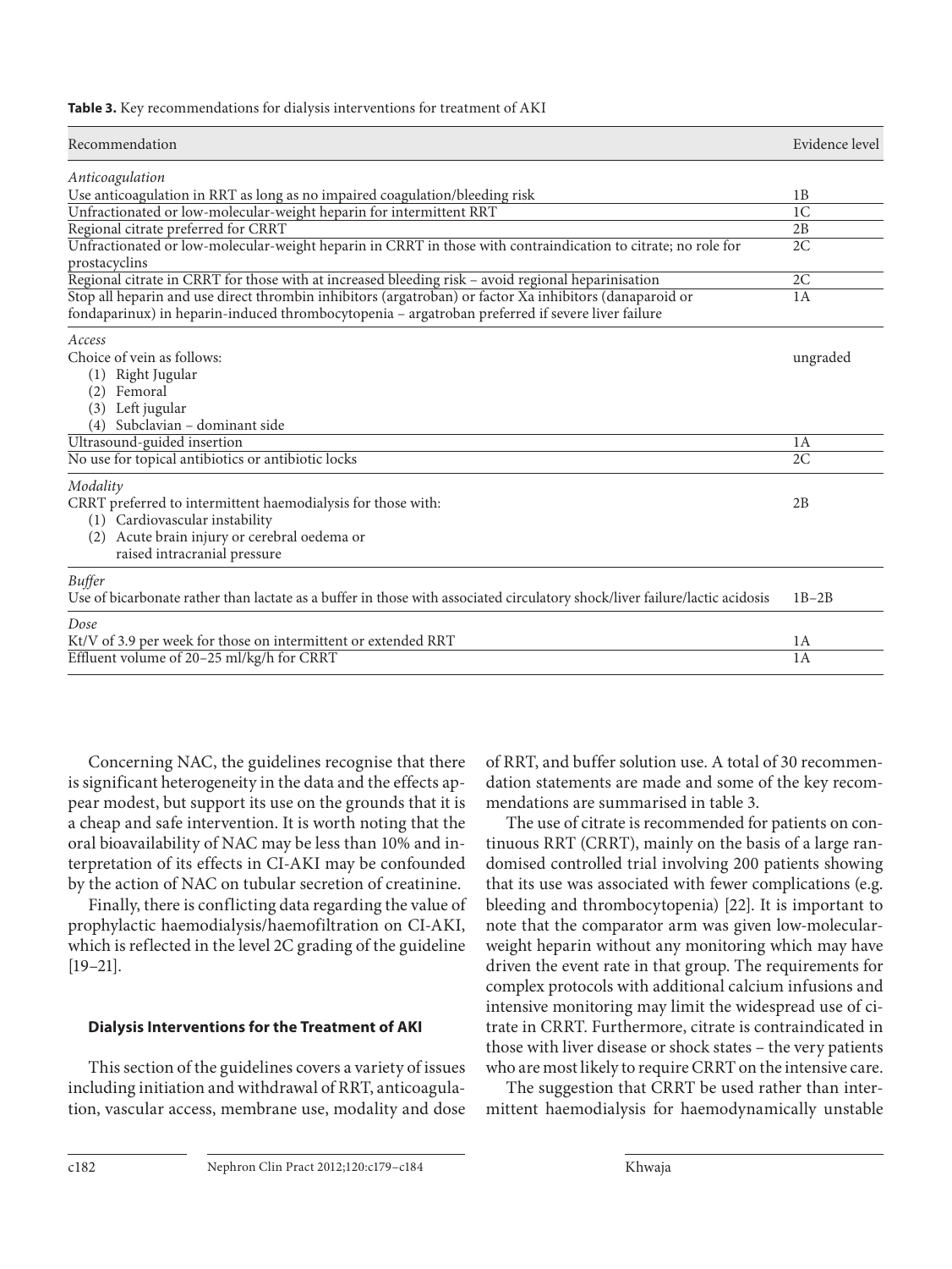**Table 3.** Key recommendations for dialysis interventions for treatment of AKI

| Recommendation | Evidence level |
|---|---|
| *Anticoagulation* | |
| Use anticoagulation in RRT as long as no impaired coagulation/bleeding risk | 1B |
| Unfractionated or low-molecular-weight heparin for intermittent RRT | 1C |
| Regional citrate preferred for CRRT | 2B |
| Unfractionated or low-molecular-weight heparin in CRRT in those with contraindication to citrate; no role for prostacyclins | 2C |
| Regional citrate in CRRT for those with at increased bleeding risk – avoid regional heparinisation | 2C |
| Stop all heparin and use direct thrombin inhibitors (argatroban) or factor Xa inhibitors (danaparoid or fondaparinux) in heparin-induced thrombocytopenia – argatroban preferred if severe liver failure | 1A |
| *Access* | |
| Choice of vein as follows: (1) Right Jugular (2) Femoral (3) Left jugular (4) Subclavian – dominant side | ungraded |
| Ultrasound-guided insertion | 1A |
| No use for topical antibiotics or antibiotic locks | 2C |
| *Modality* | |
| CRRT preferred to intermittent haemodialysis for those with: (1) Cardiovascular instability (2) Acute brain injury or cerebral oedema or raised intracranial pressure | 2B |
| *Buffer* | |
| Use of bicarbonate rather than lactate as a buffer in those with associated circulatory shock/liver failure/lactic acidosis | 1B–2B |
| *Dose* | |
| Kt/V of 3.9 per week for those on intermittent or extended RRT | 1A |
| Effluent volume of 20–25 ml/kg/h for CRRT | 1A |

Concerning NAC, the guidelines recognise that there is significant heterogeneity in the data and the effects appear modest, but support its use on the grounds that it is a cheap and safe intervention. It is worth noting that the oral bioavailability of NAC may be less than 10% and interpretation of its effects in CI-AKI may be confounded by the action of NAC on tubular secretion of creatinine.

Finally, there is conflicting data regarding the value of prophylactic haemodialysis/haemofiltration on CI-AKI, which is reflected in the level 2C grading of the guideline [19–21].

### Dialysis Interventions for the Treatment of AKI

This section of the guidelines covers a variety of issues including initiation and withdrawal of RRT, anticoagulation, vascular access, membrane use, modality and dose of RRT, and buffer solution use. A total of 30 recommendation statements are made and some of the key recommendations are summarised in table 3.

The use of citrate is recommended for patients on continuous RRT (CRRT), mainly on the basis of a large randomised controlled trial involving 200 patients showing that its use was associated with fewer complications (e.g. bleeding and thrombocytopenia) [22]. It is important to note that the comparator arm was given low-molecular-weight heparin without any monitoring which may have driven the event rate in that group. The requirements for complex protocols with additional calcium infusions and intensive monitoring may limit the widespread use of citrate in CRRT. Furthermore, citrate is contraindicated in those with liver disease or shock states – the very patients who are most likely to require CRRT on the intensive care.

The suggestion that CRRT be used rather than intermittent haemodialysis for haemodynamically unstable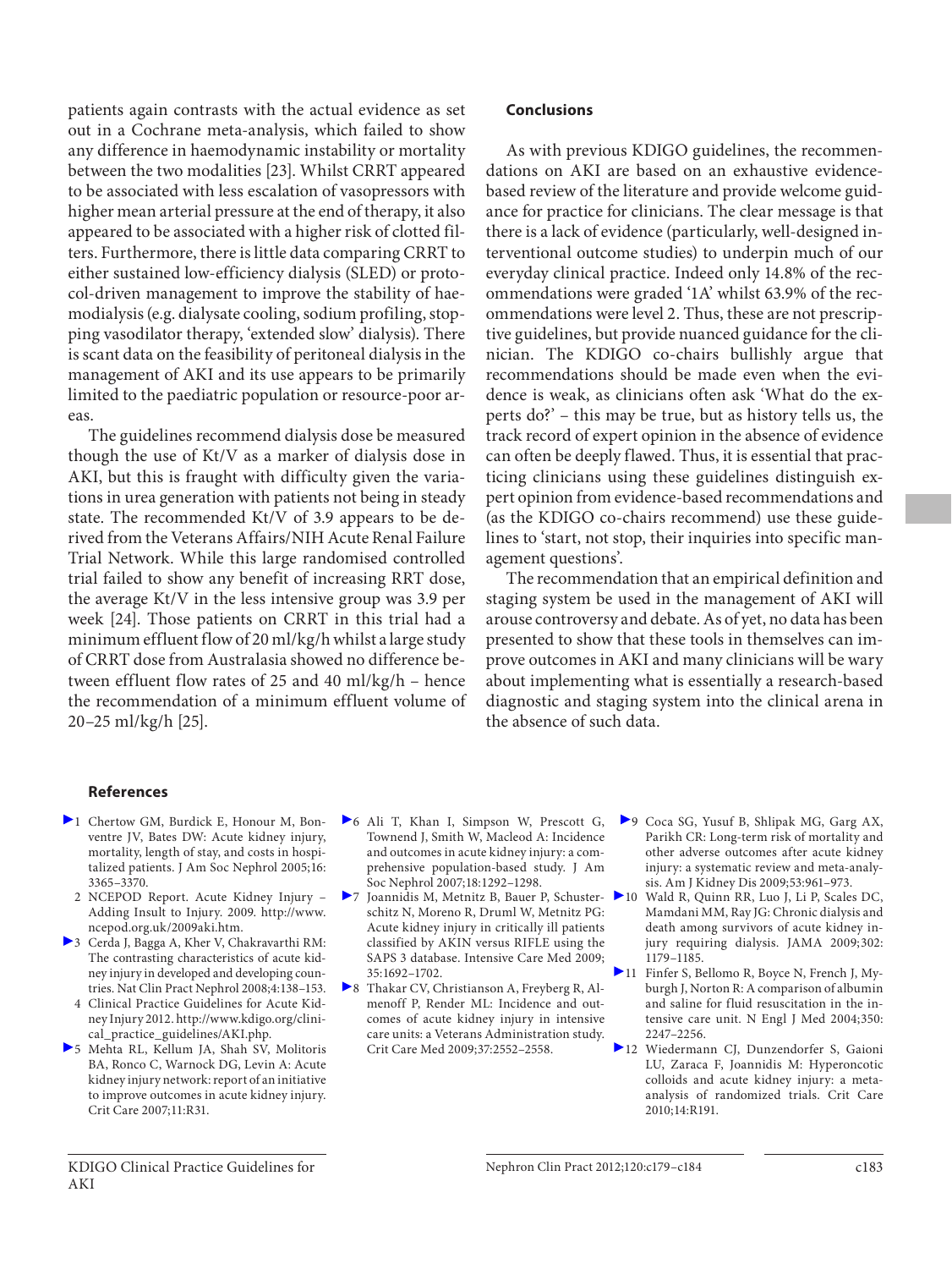patients again contrasts with the actual evidence as set out in a Cochrane meta-analysis, which failed to show any difference in haemodynamic instability or mortality between the two modalities [23]. Whilst CRRT appeared to be associated with less escalation of vasopressors with higher mean arterial pressure at the end of therapy, it also appeared to be associated with a higher risk of clotted filters. Furthermore, there is little data comparing CRRT to either sustained low-efficiency dialysis (SLED) or protocol-driven management to improve the stability of haemodialysis (e.g. dialysate cooling, sodium profiling, stopping vasodilator therapy, 'extended slow' dialysis). There is scant data on the feasibility of peritoneal dialysis in the management of AKI and its use appears to be primarily limited to the paediatric population or resource-poor areas.

The guidelines recommend dialysis dose be measured though the use of Kt/V as a marker of dialysis dose in AKI, but this is fraught with difficulty given the variations in urea generation with patients not being in steady state. The recommended Kt/V of 3.9 appears to be derived from the Veterans Affairs/NIH Acute Renal Failure Trial Network. While this large randomised controlled trial failed to show any benefit of increasing RRT dose, the average Kt/V in the less intensive group was 3.9 per week [24]. Those patients on CRRT in this trial had a minimum effluent flow of 20 ml/kg/h whilst a large study of CRRT dose from Australasia showed no difference between effluent flow rates of 25 and 40 ml/kg/h – hence the recommendation of a minimum effluent volume of 20–25 ml/kg/h [25].

## Conclusions

As with previous KDIGO guidelines, the recommendations on AKI are based on an exhaustive evidence-based review of the literature and provide welcome guidance for practice for clinicians. The clear message is that there is a lack of evidence (particularly, well-designed interventional outcome studies) to underpin much of our everyday clinical practice. Indeed only 14.8% of the recommendations were graded '1A' whilst 63.9% of the recommendations were level 2. Thus, these are not prescriptive guidelines, but provide nuanced guidance for the clinician. The KDIGO co-chairs bullishly argue that recommendations should be made even when the evidence is weak, as clinicians often ask 'What do the experts do?' – this may be true, but as history tells us, the track record of expert opinion in the absence of evidence can often be deeply flawed. Thus, it is essential that practicing clinicians using these guidelines distinguish expert opinion from evidence-based recommendations and (as the KDIGO co-chairs recommend) use these guidelines to 'start, not stop, their inquiries into specific management questions'.

The recommendation that an empirical definition and staging system be used in the management of AKI will arouse controversy and debate. As of yet, no data has been presented to show that these tools in themselves can improve outcomes in AKI and many clinicians will be wary about implementing what is essentially a research-based diagnostic and staging system into the clinical arena in the absence of such data.

## References

1. Chertow GM, Burdick E, Honour M, Bonventre JV, Bates DW: Acute kidney injury, mortality, length of stay, and costs in hospitalized patients. J Am Soc Nephrol 2005;16:3365–3370.
2. NCEPOD Report. Acute Kidney Injury – Adding Insult to Injury. 2009. http://www.ncepod.org.uk/2009aki.htm.
3. Cerda J, Bagga A, Kher V, Chakravarthi RM: The contrasting characteristics of acute kidney injury in developed and developing countries. Nat Clin Pract Nephrol 2008;4:138–153.
4. Clinical Practice Guidelines for Acute Kidney Injury 2012. http://www.kdigo.org/clinical_practice_guidelines/AKI.php.
5. Mehta RL, Kellum JA, Shah SV, Molitoris BA, Ronco C, Warnock DG, Levin A: Acute kidney injury network: report of an initiative to improve outcomes in acute kidney injury. Crit Care 2007;11:R31.
6. Ali T, Khan I, Simpson W, Prescott G, Townend J, Smith W, Macleod A: Incidence and outcomes in acute kidney injury: a comprehensive population-based study. J Am Soc Nephrol 2007;18:1292–1298.
7. Joannidis M, Metnitz B, Bauer P, Schusterschitz N, Moreno R, Druml W, Metnitz PG: Acute kidney injury in critically ill patients classified by AKIN versus RIFLE using the SAPS 3 database. Intensive Care Med 2009;35:1692–1702.
8. Thakar CV, Christianson A, Freyberg R, Almenoff P, Render ML: Incidence and outcomes of acute kidney injury in intensive care units: a Veterans Administration study. Crit Care Med 2009;37:2552–2558.
9. Coca SG, Yusuf B, Shlipak MG, Garg AX, Parikh CR: Long-term risk of mortality and other adverse outcomes after acute kidney injury: a systematic review and meta-analysis. Am J Kidney Dis 2009;53:961–973.
10. Wald R, Quinn RR, Luo J, Li P, Scales DC, Mamdani MM, Ray JG: Chronic dialysis and death among survivors of acute kidney injury requiring dialysis. JAMA 2009;302:1179–1185.
11. Finfer S, Bellomo R, Boyce N, French J, Myburgh J, Norton R: A comparison of albumin and saline for fluid resuscitation in the intensive care unit. N Engl J Med 2004;350:2247–2256.
12. Wiedermann CJ, Dunzendorfer S, Gaioni LU, Zaraca F, Joannidis M: Hyperoncotic colloids and acute kidney injury: a meta-analysis of randomized trials. Crit Care 2010;14:R191.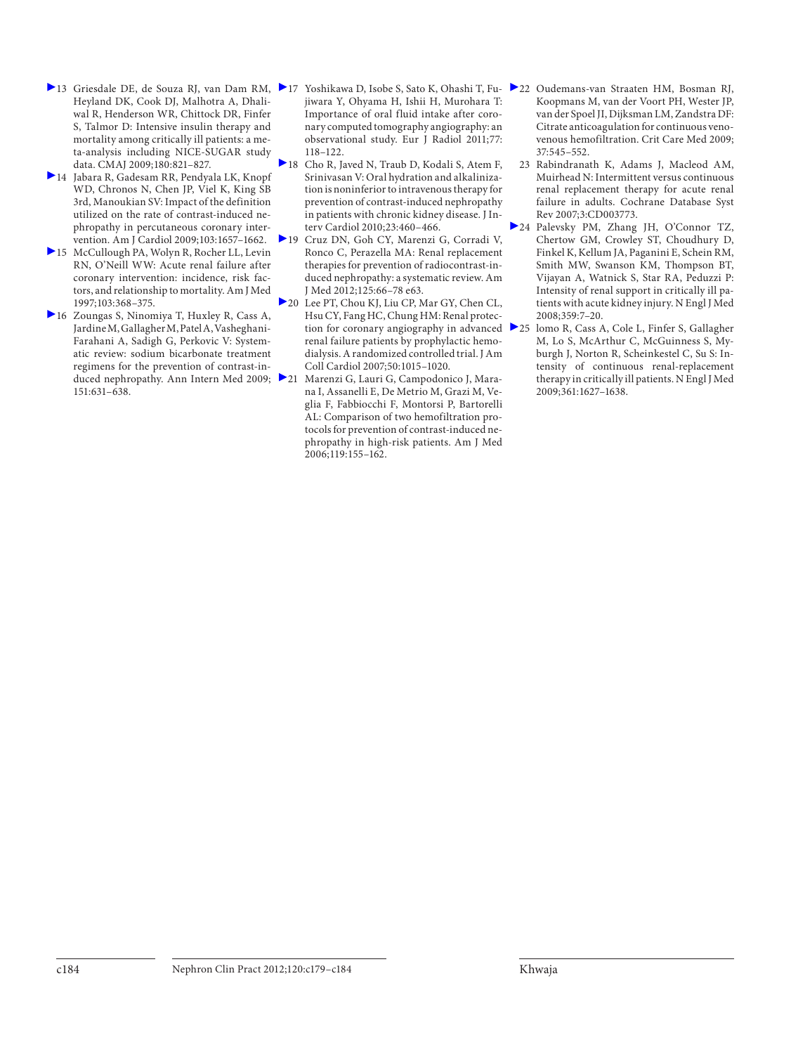13 Griesdale DE, de Souza RJ, van Dam RM, Heyland DK, Cook DJ, Malhotra A, Dhaliwal R, Henderson WR, Chittock DR, Finfer S, Talmor D: Intensive insulin therapy and mortality among critically ill patients: a meta-analysis including NICE-SUGAR study data. CMAJ 2009;180:821–827.

14 Jabara R, Gadesam RR, Pendyala LK, Knopf WD, Chronos N, Chen JP, Viel K, King SB 3rd, Manoukian SV: Impact of the definition utilized on the rate of contrast-induced nephropathy in percutaneous coronary intervention. Am J Cardiol 2009;103:1657–1662.

15 McCullough PA, Wolyn R, Rocher LL, Levin RN, O'Neill WW: Acute renal failure after coronary intervention: incidence, risk factors, and relationship to mortality. Am J Med 1997;103:368–375.

16 Zoungas S, Ninomiya T, Huxley R, Cass A, Jardine M, Gallagher M, Patel A, Vasheghani-Farahani A, Sadigh G, Perkovic V: Systematic review: sodium bicarbonate treatment regimens for the prevention of contrast-induced nephropathy. Ann Intern Med 2009; 151:631–638.

17 Yoshikawa D, Isobe S, Sato K, Ohashi T, Fujiwara Y, Ohyama H, Ishii H, Murohara T: Importance of oral fluid intake after coronary computed tomography angiography: an observational study. Eur J Radiol 2011;77: 118–122.

18 Cho R, Javed N, Traub D, Kodali S, Atem F, Srinivasan V: Oral hydration and alkalinization is noninferior to intravenous therapy for prevention of contrast-induced nephropathy in patients with chronic kidney disease. J Interv Cardiol 2010;23:460–466.

19 Cruz DN, Goh CY, Marenzi G, Corradi V, Ronco C, Perazella MA: Renal replacement therapies for prevention of radiocontrast-induced nephropathy: a systematic review. Am J Med 2012;125:66–78 e63.

20 Lee PT, Chou KJ, Liu CP, Mar GY, Chen CL, Hsu CY, Fang HC, Chung HM: Renal protection for coronary angiography in advanced renal failure patients by prophylactic hemodialysis. A randomized controlled trial. J Am Coll Cardiol 2007;50:1015–1020.

21 Marenzi G, Lauri G, Campodonico J, Marana I, Assanelli E, De Metrio M, Grazi M, Veglia F, Fabbiocchi F, Montorsi P, Bartorelli AL: Comparison of two hemofiltration protocols for prevention of contrast-induced nephropathy in high-risk patients. Am J Med 2006;119:155–162.

22 Oudemans-van Straaten HM, Bosman RJ, Koopmans M, van der Voort PH, Wester JP, van der Spoel JI, Dijksman LM, Zandstra DF: Citrate anticoagulation for continuous venovenous hemofiltration. Crit Care Med 2009; 37:545–552.

23 Rabindranath K, Adams J, Macleod AM, Muirhead N: Intermittent versus continuous renal replacement therapy for acute renal failure in adults. Cochrane Database Syst Rev 2007;3:CD003773.

24 Palevsky PM, Zhang JH, O'Connor TZ, Chertow GM, Crowley ST, Choudhury D, Finkel K, Kellum JA, Paganini E, Schein RM, Smith MW, Swanson KM, Thompson BT, Vijayan A, Watnick S, Star RA, Peduzzi P: Intensity of renal support in critically ill patients with acute kidney injury. N Engl J Med 2008;359:7–20.

25 lomo R, Cass A, Cole L, Finfer S, Gallagher M, Lo S, McArthur C, McGuinness S, Myburgh J, Norton R, Scheinkestel C, Su S: Intensity of continuous renal-replacement therapy in critically ill patients. N Engl J Med 2009;361:1627–1638.